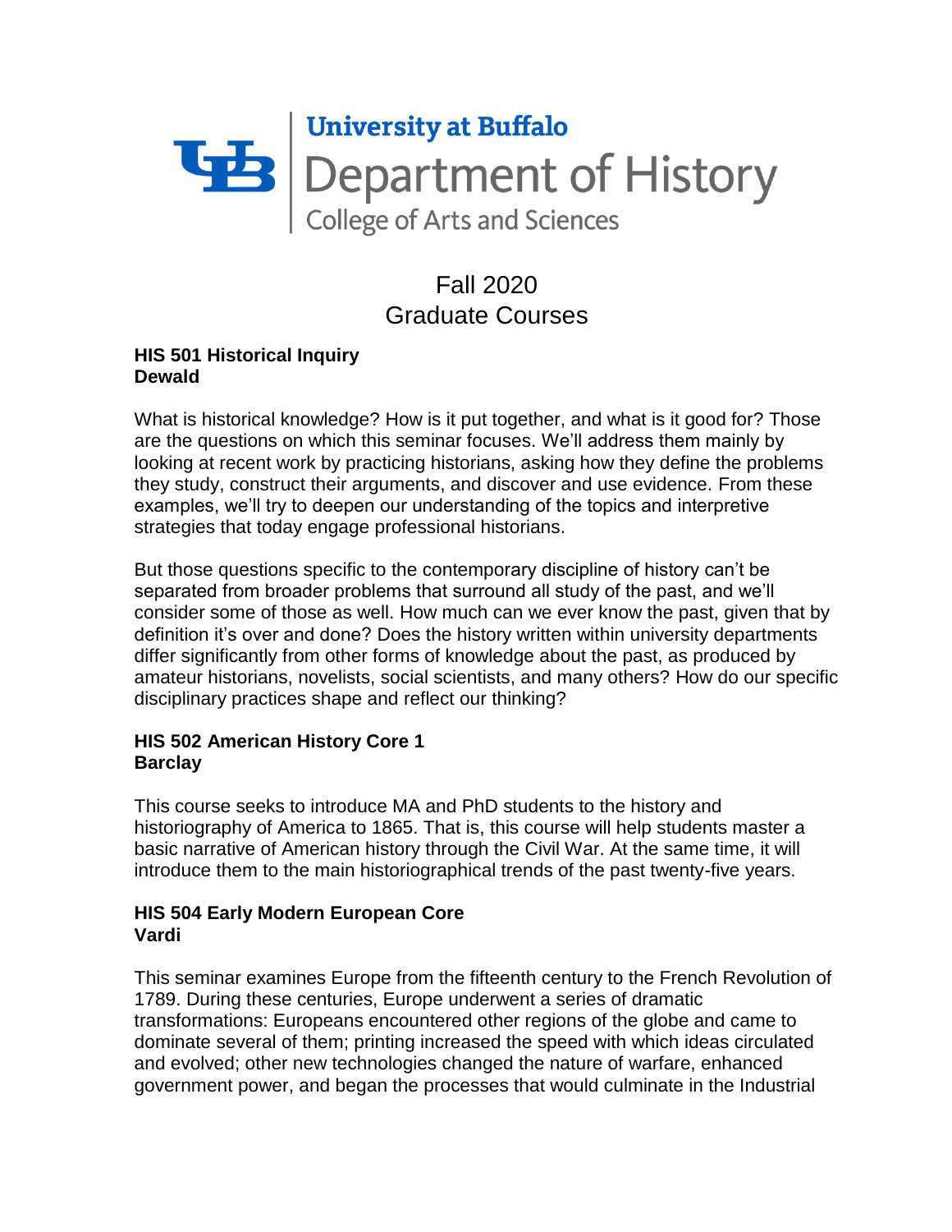University at Buffalo
Department of History
College of Arts and Sciences

# Fall 2020
# Graduate Courses

**HIS 501 Historical Inquiry**
**Dewald**

What is historical knowledge? How is it put together, and what is it good for? Those are the questions on which this seminar focuses. We'll address them mainly by looking at recent work by practicing historians, asking how they define the problems they study, construct their arguments, and discover and use evidence. From these examples, we'll try to deepen our understanding of the topics and interpretive strategies that today engage professional historians.

But those questions specific to the contemporary discipline of history can't be separated from broader problems that surround all study of the past, and we'll consider some of those as well. How much can we ever know the past, given that by definition it's over and done? Does the history written within university departments differ significantly from other forms of knowledge about the past, as produced by amateur historians, novelists, social scientists, and many others? How do our specific disciplinary practices shape and reflect our thinking?

**HIS 502 American History Core 1**
**Barclay**

This course seeks to introduce MA and PhD students to the history and historiography of America to 1865. That is, this course will help students master a basic narrative of American history through the Civil War. At the same time, it will introduce them to the main historiographical trends of the past twenty-five years.

**HIS 504 Early Modern European Core**
**Vardi**

This seminar examines Europe from the fifteenth century to the French Revolution of 1789. During these centuries, Europe underwent a series of dramatic transformations: Europeans encountered other regions of the globe and came to dominate several of them; printing increased the speed with which ideas circulated and evolved; other new technologies changed the nature of warfare, enhanced government power, and began the processes that would culminate in the Industrial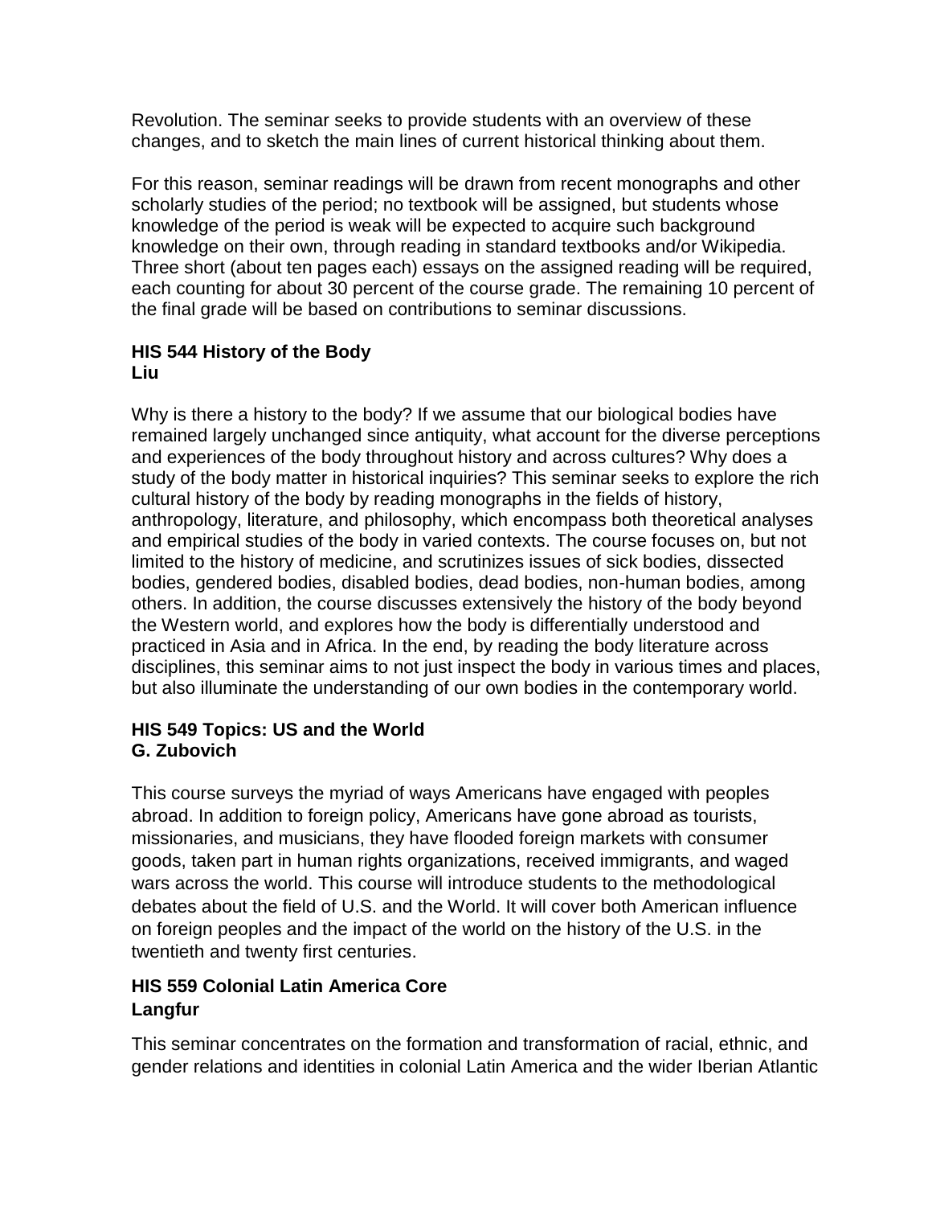Revolution. The seminar seeks to provide students with an overview of these changes, and to sketch the main lines of current historical thinking about them.

For this reason, seminar readings will be drawn from recent monographs and other scholarly studies of the period; no textbook will be assigned, but students whose knowledge of the period is weak will be expected to acquire such background knowledge on their own, through reading in standard textbooks and/or Wikipedia. Three short (about ten pages each) essays on the assigned reading will be required, each counting for about 30 percent of the course grade. The remaining 10 percent of the final grade will be based on contributions to seminar discussions.

**HIS 544 History of the Body**
**Liu**

Why is there a history to the body? If we assume that our biological bodies have remained largely unchanged since antiquity, what account for the diverse perceptions and experiences of the body throughout history and across cultures? Why does a study of the body matter in historical inquiries? This seminar seeks to explore the rich cultural history of the body by reading monographs in the fields of history, anthropology, literature, and philosophy, which encompass both theoretical analyses and empirical studies of the body in varied contexts. The course focuses on, but not limited to the history of medicine, and scrutinizes issues of sick bodies, dissected bodies, gendered bodies, disabled bodies, dead bodies, non-human bodies, among others. In addition, the course discusses extensively the history of the body beyond the Western world, and explores how the body is differentially understood and practiced in Asia and in Africa. In the end, by reading the body literature across disciplines, this seminar aims to not just inspect the body in various times and places, but also illuminate the understanding of our own bodies in the contemporary world.

**HIS 549 Topics: US and the World**
**G. Zubovich**

This course surveys the myriad of ways Americans have engaged with peoples abroad. In addition to foreign policy, Americans have gone abroad as tourists, missionaries, and musicians, they have flooded foreign markets with consumer goods, taken part in human rights organizations, received immigrants, and waged wars across the world. This course will introduce students to the methodological debates about the field of U.S. and the World. It will cover both American influence on foreign peoples and the impact of the world on the history of the U.S. in the twentieth and twenty first centuries.

**HIS 559 Colonial Latin America Core**
**Langfur**

This seminar concentrates on the formation and transformation of racial, ethnic, and gender relations and identities in colonial Latin America and the wider Iberian Atlantic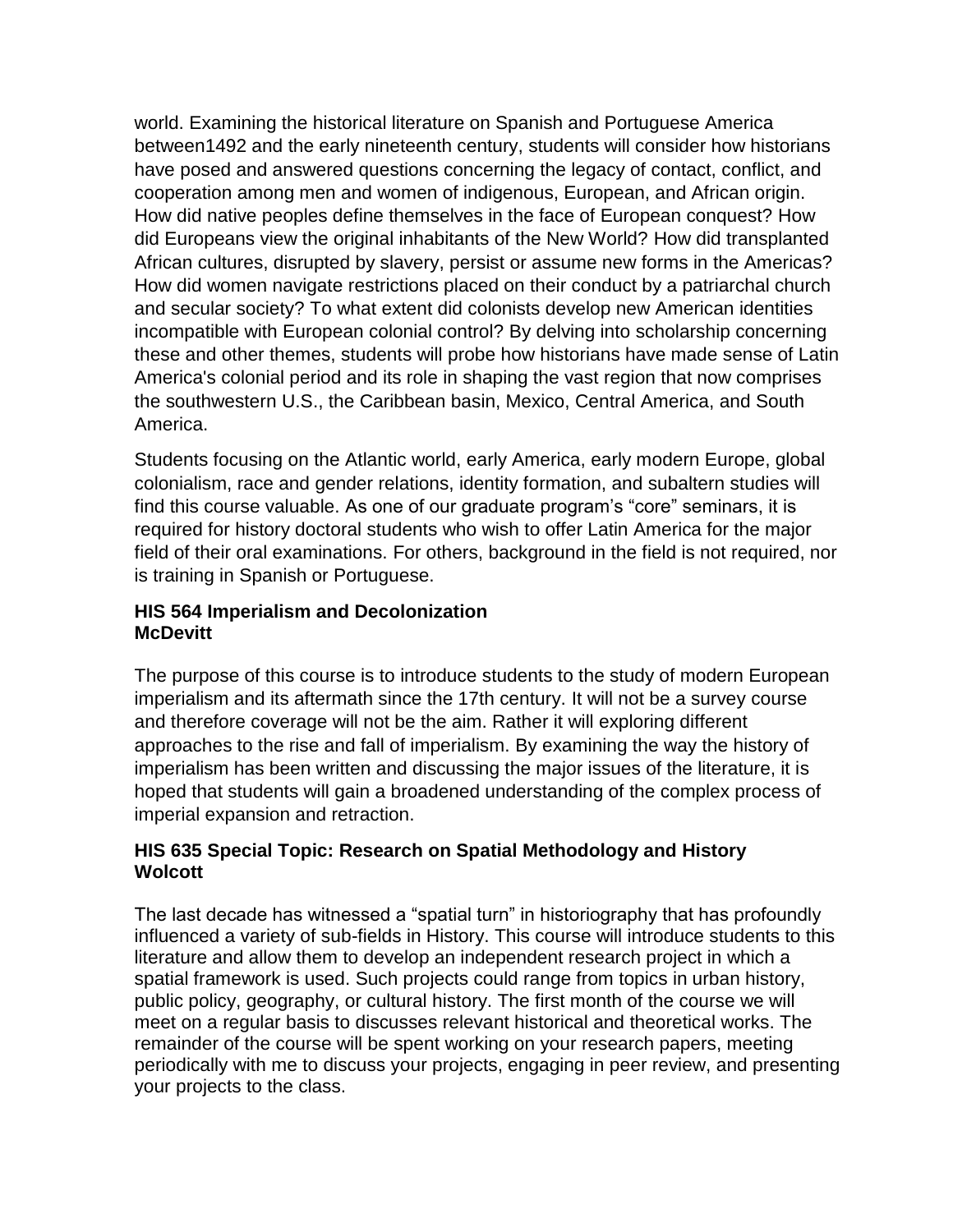world. Examining the historical literature on Spanish and Portuguese America between1492 and the early nineteenth century, students will consider how historians have posed and answered questions concerning the legacy of contact, conflict, and cooperation among men and women of indigenous, European, and African origin. How did native peoples define themselves in the face of European conquest? How did Europeans view the original inhabitants of the New World? How did transplanted African cultures, disrupted by slavery, persist or assume new forms in the Americas? How did women navigate restrictions placed on their conduct by a patriarchal church and secular society? To what extent did colonists develop new American identities incompatible with European colonial control? By delving into scholarship concerning these and other themes, students will probe how historians have made sense of Latin America's colonial period and its role in shaping the vast region that now comprises the southwestern U.S., the Caribbean basin, Mexico, Central America, and South America.

Students focusing on the Atlantic world, early America, early modern Europe, global colonialism, race and gender relations, identity formation, and subaltern studies will find this course valuable. As one of our graduate program's "core" seminars, it is required for history doctoral students who wish to offer Latin America for the major field of their oral examinations. For others, background in the field is not required, nor is training in Spanish or Portuguese.

**HIS 564 Imperialism and Decolonization**
**McDevitt**

The purpose of this course is to introduce students to the study of modern European imperialism and its aftermath since the 17th century. It will not be a survey course and therefore coverage will not be the aim. Rather it will exploring different approaches to the rise and fall of imperialism. By examining the way the history of imperialism has been written and discussing the major issues of the literature, it is hoped that students will gain a broadened understanding of the complex process of imperial expansion and retraction.

**HIS 635 Special Topic: Research on Spatial Methodology and History**
**Wolcott**

The last decade has witnessed a "spatial turn" in historiography that has profoundly influenced a variety of sub-fields in History. This course will introduce students to this literature and allow them to develop an independent research project in which a spatial framework is used. Such projects could range from topics in urban history, public policy, geography, or cultural history. The first month of the course we will meet on a regular basis to discusses relevant historical and theoretical works. The remainder of the course will be spent working on your research papers, meeting periodically with me to discuss your projects, engaging in peer review, and presenting your projects to the class.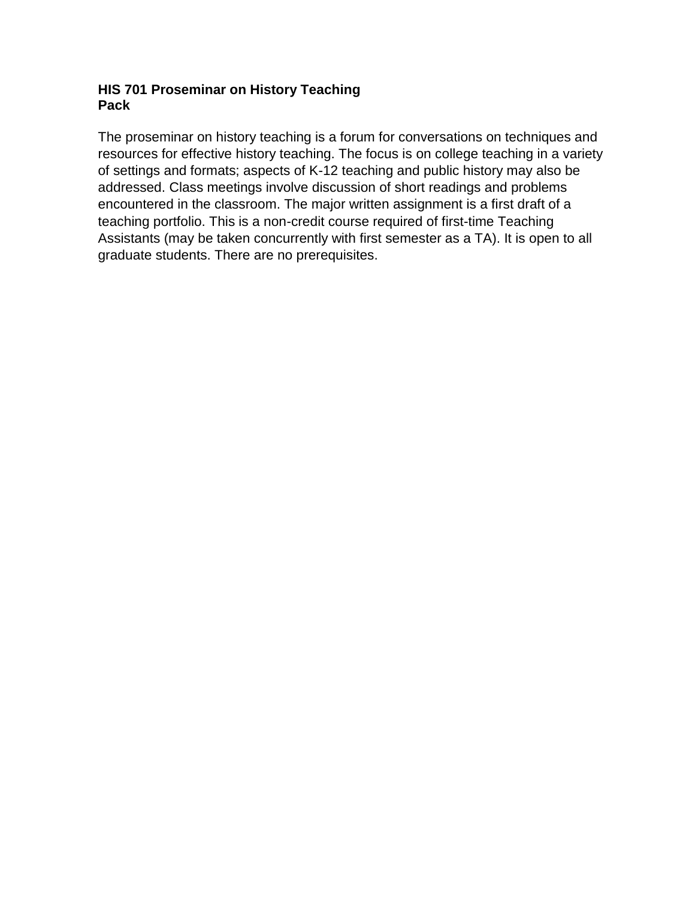**HIS 701 Proseminar on History Teaching**
**Pack**

The proseminar on history teaching is a forum for conversations on techniques and resources for effective history teaching. The focus is on college teaching in a variety of settings and formats; aspects of K-12 teaching and public history may also be addressed. Class meetings involve discussion of short readings and problems encountered in the classroom. The major written assignment is a first draft of a teaching portfolio. This is a non-credit course required of first-time Teaching Assistants (may be taken concurrently with first semester as a TA). It is open to all graduate students. There are no prerequisites.